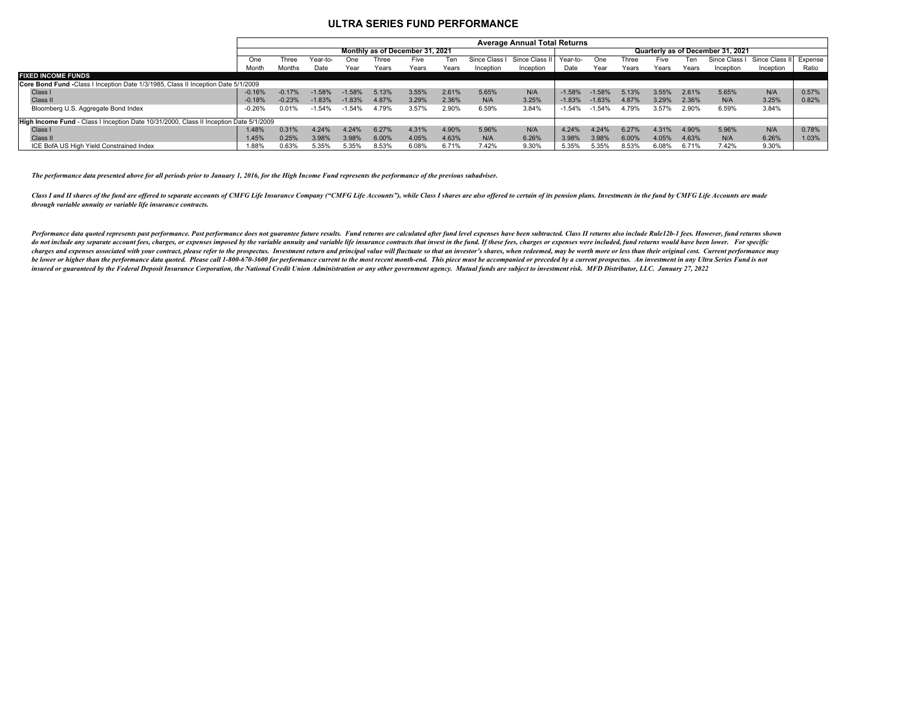# ULTRA SERIES FUND PERFORMANCE

| | Average Annual Total Returns | | | | | | | | | | | | | | | | | |
|---|---|---|---|---|---|---|---|---|---|---|---|---|---|---|---|---|---|
| | Monthly as of December 31, 2021 | | | | | | | | | Quarterly as of December 31, 2021 | | | | | | | | |
| | One Month | Three Months | Year-to-Date | One Year | Three Years | Five Years | Ten Years | Since Class I Inception | Since Class II Inception | Year-to-Date | One Year | Three Years | Five Years | Ten Years | Since Class I Inception | Since Class II Inception | Expense Ratio |
| **FIXED INCOME FUNDS** | | | | | | | | | | | | | | | | | |
| **Core Bond Fund** -Class I Inception Date 1/3/1985, Class II Inception Date 5/1/2009 | | | | | | | | | | | | | | | | | |
| Class I | -0.16% | -0.17% | -1.58% | -1.58% | 5.13% | 3.55% | 2.61% | 5.65% | N/A | -1.58% | -1.58% | 5.13% | 3.55% | 2.61% | 5.65% | N/A | 0.57% |
| Class II | -0.18% | -0.23% | -1.83% | -1.83% | 4.87% | 3.29% | 2.36% | N/A | 3.25% | -1.83% | -1.83% | 4.87% | 3.29% | 2.36% | N/A | 3.25% | 0.82% |
| Bloomberg U.S. Aggregate Bond Index | -0.26% | 0.01% | -1.54% | -1.54% | 4.79% | 3.57% | 2.90% | 6.59% | 3.84% | -1.54% | -1.54% | 4.79% | 3.57% | 2.90% | 6.59% | 3.84% | |
| **High Income Fund** - Class I Inception Date 10/31/2000, Class II Inception Date 5/1/2009 | | | | | | | | | | | | | | | | | |
| Class I | 1.48% | 0.31% | 4.24% | 4.24% | 6.27% | 4.31% | 4.90% | 5.96% | N/A | 4.24% | 4.24% | 6.27% | 4.31% | 4.90% | 5.96% | N/A | 0.78% |
| Class II | 1.45% | 0.25% | 3.98% | 3.98% | 6.00% | 4.05% | 4.63% | N/A | 6.26% | 3.98% | 3.98% | 6.00% | 4.05% | 4.63% | N/A | 6.26% | 1.03% |
| ICE BofA US High Yield Constrained Index | 1.88% | 0.63% | 5.35% | 5.35% | 8.53% | 6.08% | 6.71% | 7.42% | 9.30% | 5.35% | 5.35% | 8.53% | 6.08% | 6.71% | 7.42% | 9.30% | |

***The performance data presented above for all periods prior to January 1, 2016, for the High Income Fund represents the performance of the previous subadviser.***

***Class I and II shares of the fund are offered to separate accounts of CMFG Life Insurance Company ("CMFG Life Accounts"), while Class I shares are also offered to certain of its pension plans. Investments in the fund by CMFG Life Accounts are made through variable annuity or variable life insurance contracts.***

***Performance data quoted represents past performance. Past performance does not guarantee future results. Fund returns are calculated after fund level expenses have been subtracted. Class II returns also include Rule12b-1 fees. However, fund returns shown do not include any separate account fees, charges, or expenses imposed by the variable annuity and variable life insurance contracts that invest in the fund. If these fees, charges or expenses were included, fund returns would have been lower. For specific charges and expenses associated with your contract, please refer to the prospectus. Investment return and principal value will fluctuate so that an investor's shares, when redeemed, may be worth more or less than their original cost. Current performance may be lower or higher than the performance data quoted. Please call 1-800-670-3600 for performance current to the most recent month-end. This piece must be accompanied or preceded by a current prospectus. An investment in any Ultra Series Fund is not insured or guaranteed by the Federal Deposit Insurance Corporation, the National Credit Union Administration or any other government agency. Mutual funds are subject to investment risk. MFD Distributor, LLC. January 27, 2022***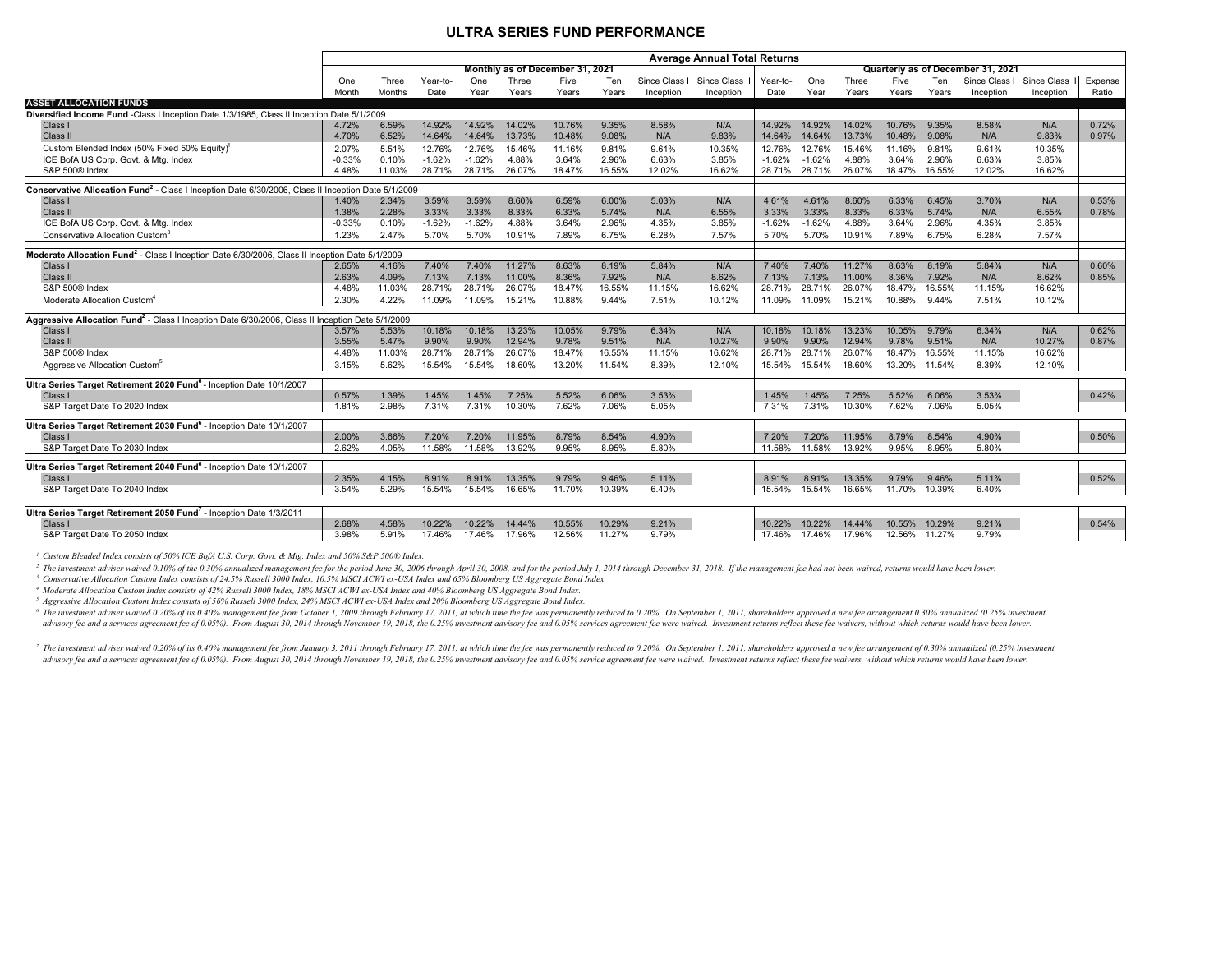# ULTRA SERIES FUND PERFORMANCE

| | Average Annual Total Returns | | | | | | | | | | | | | | | | | |
|---|---|---|---|---|---|---|---|---|---|---|---|---|---|---|---|---|---|---|
| | Monthly as of December 31, 2021 | | | | | | | | | Quarterly as of December 31, 2021 | | | | | | | | |
| | One Month | Three Months | Year-to-Date | One Year | Three Years | Five Years | Ten Years | Since Class I Inception | Since Class II Inception | Year-to-Date | One Year | Three Years | Five Years | Ten Years | Since Class I Inception | Since Class II Inception | Expense Ratio |
| **ASSET ALLOCATION FUNDS** | | | | | | | | | | | | | | | | | |
| **Diversified Income Fund** -Class I Inception Date 1/3/1985, Class II Inception Date 5/1/2009 | | | | | | | | | | | | | | | | | |
| Class I | 4.72% | 6.59% | 14.92% | 14.92% | 14.02% | 10.76% | 9.35% | 8.58% | N/A | 14.92% | 14.92% | 14.02% | 10.76% | 9.35% | 8.58% | N/A | 0.72% |
| Class II | 4.70% | 6.52% | 14.64% | 14.64% | 13.73% | 10.48% | 9.08% | N/A | 9.83% | 14.64% | 14.64% | 13.73% | 10.48% | 9.08% | N/A | 9.83% | 0.97% |
| Custom Blended Index (50% Fixed 50% Equity)[1] | 2.07% | 5.51% | 12.76% | 12.76% | 15.46% | 11.16% | 9.81% | 9.61% | 10.35% | 12.76% | 12.76% | 15.46% | 11.16% | 9.81% | 9.61% | 10.35% | |
| ICE BofA US Corp. Govt. & Mtg. Index | -0.33% | 0.10% | -1.62% | -1.62% | 4.88% | 3.64% | 2.96% | 6.63% | 3.85% | -1.62% | -1.62% | 4.88% | 3.64% | 2.96% | 6.63% | 3.85% | |
| S&P 500® Index | 4.48% | 11.03% | 28.71% | 28.71% | 26.07% | 18.47% | 16.55% | 12.02% | 16.62% | 28.71% | 28.71% | 26.07% | 18.47% | 16.55% | 12.02% | 16.62% | |
| **Conservative Allocation Fund[2]** - Class I Inception Date 6/30/2006, Class II Inception Date 5/1/2009 | | | | | | | | | | | | | | | | | |
| Class I | 1.40% | 2.34% | 3.59% | 3.59% | 8.60% | 6.59% | 6.00% | 5.03% | N/A | 4.61% | 4.61% | 8.60% | 6.33% | 6.45% | 3.70% | N/A | 0.53% |
| Class II | 1.38% | 2.28% | 3.33% | 3.33% | 8.33% | 6.33% | 5.74% | N/A | 6.55% | 3.33% | 3.33% | 8.33% | 6.33% | 5.74% | N/A | 6.55% | 0.78% |
| ICE BofA US Corp. Govt. & Mtg. Index | -0.33% | 0.10% | -1.62% | -1.62% | 4.88% | 3.64% | 2.96% | 4.35% | 3.85% | -1.62% | -1.62% | 4.88% | 3.64% | 2.96% | 4.35% | 3.85% | |
| Conservative Allocation Custom[3] | 1.23% | 2.47% | 5.70% | 5.70% | 10.91% | 7.89% | 6.75% | 6.28% | 7.57% | 5.70% | 5.70% | 10.91% | 7.89% | 6.75% | 6.28% | 7.57% | |
| **Moderate Allocation Fund[2]** - Class I Inception Date 6/30/2006, Class II Inception Date 5/1/2009 | | | | | | | | | | | | | | | | | |
| Class I | 2.65% | 4.16% | 7.40% | 7.40% | 11.27% | 8.63% | 8.19% | 5.84% | N/A | 7.40% | 7.40% | 11.27% | 8.63% | 8.19% | 5.84% | N/A | 0.60% |
| Class II | 2.63% | 4.09% | 7.13% | 7.13% | 11.00% | 8.36% | 7.92% | N/A | 8.62% | 7.13% | 7.13% | 11.00% | 8.36% | 7.92% | N/A | 8.62% | 0.85% |
| S&P 500® Index | 4.48% | 11.03% | 28.71% | 28.71% | 26.07% | 18.47% | 16.55% | 11.15% | 16.62% | 28.71% | 28.71% | 26.07% | 18.47% | 16.55% | 11.15% | 16.62% | |
| Moderate Allocation Custom[4] | 2.30% | 4.22% | 11.09% | 11.09% | 15.21% | 10.88% | 9.44% | 7.51% | 10.12% | 11.09% | 11.09% | 15.21% | 10.88% | 9.44% | 7.51% | 10.12% | |
| **Aggressive Allocation Fund[2]** - Class I Inception Date 6/30/2006, Class II Inception Date 5/1/2009 | | | | | | | | | | | | | | | | | |
| Class I | 3.57% | 5.53% | 10.18% | 10.18% | 13.23% | 10.05% | 9.79% | 6.34% | N/A | 10.18% | 10.18% | 13.23% | 10.05% | 9.79% | 6.34% | N/A | 0.62% |
| Class II | 3.55% | 5.47% | 9.90% | 9.90% | 12.94% | 9.78% | 9.51% | N/A | 10.27% | 9.90% | 9.90% | 12.94% | 9.78% | 9.51% | N/A | 10.27% | 0.87% |
| S&P 500® Index | 4.48% | 11.03% | 28.71% | 28.71% | 26.07% | 18.47% | 16.55% | 11.15% | 16.62% | 28.71% | 28.71% | 26.07% | 18.47% | 16.55% | 11.15% | 16.62% | |
| Aggressive Allocation Custom[5] | 3.15% | 5.62% | 15.54% | 15.54% | 18.60% | 13.20% | 11.54% | 8.39% | 12.10% | 15.54% | 15.54% | 18.60% | 13.20% | 11.54% | 8.39% | 12.10% | |
| **Ultra Series Target Retirement 2020 Fund[6]** - Inception Date 10/1/2007 | | | | | | | | | | | | | | | | | |
| Class I | 0.57% | 1.39% | 1.45% | 1.45% | 7.25% | 5.52% | 6.06% | 3.53% | | 1.45% | 1.45% | 7.25% | 5.52% | 6.06% | 3.53% | | 0.42% |
| S&P Target Date To 2020 Index | 1.81% | 2.98% | 7.31% | 7.31% | 10.30% | 7.62% | 7.06% | 5.05% | | 7.31% | 7.31% | 10.30% | 7.62% | 7.06% | 5.05% | | |
| **Ultra Series Target Retirement 2030 Fund[6]** - Inception Date 10/1/2007 | | | | | | | | | | | | | | | | | |
| Class I | 2.00% | 3.66% | 7.20% | 7.20% | 11.95% | 8.79% | 8.54% | 4.90% | | 7.20% | 7.20% | 11.95% | 8.79% | 8.54% | 4.90% | | 0.50% |
| S&P Target Date To 2030 Index | 2.62% | 4.05% | 11.58% | 11.58% | 13.92% | 9.95% | 8.95% | 5.80% | | 11.58% | 11.58% | 13.92% | 9.95% | 8.95% | 5.80% | | |
| **Ultra Series Target Retirement 2040 Fund[6]** - Inception Date 10/1/2007 | | | | | | | | | | | | | | | | | |
| Class I | 2.35% | 4.15% | 8.91% | 8.91% | 13.35% | 9.79% | 9.46% | 5.11% | | 8.91% | 8.91% | 13.35% | 9.79% | 9.46% | 5.11% | | 0.52% |
| S&P Target Date To 2040 Index | 3.54% | 5.29% | 15.54% | 15.54% | 16.65% | 11.70% | 10.39% | 6.40% | | 15.54% | 15.54% | 16.65% | 11.70% | 10.39% | 6.40% | | |
| **Ultra Series Target Retirement 2050 Fund[7]** - Inception Date 1/3/2011 | | | | | | | | | | | | | | | | | |
| Class I | 2.68% | 4.58% | 10.22% | 10.22% | 14.44% | 10.55% | 10.29% | 9.21% | | 10.22% | 10.22% | 14.44% | 10.55% | 10.29% | 9.21% | | 0.54% |
| S&P Target Date To 2050 Index | 3.98% | 5.91% | 17.46% | 17.46% | 17.96% | 12.56% | 11.27% | 9.79% | | 17.46% | 17.46% | 17.96% | 12.56% | 11.27% | 9.79% | | |

*[1] Custom Blended Index consists of 50% ICE BofA U.S. Corp. Govt. & Mtg. Index and 50% S&P 500® Index.*

*[2] The investment adviser waived 0.10% of the 0.30% annualized management fee for the period June 30, 2006 through April 30, 2008, and for the period July 1, 2014 through December 31, 2018. If the management fee had not been waived, returns would have been lower.*

*[3] Conservative Allocation Custom Index consists of 24.5% Russell 3000 Index, 10.5% MSCI ACWI ex-USA Index and 65% Bloomberg US Aggregate Bond Index.*

*[4] Moderate Allocation Custom Index consists of 42% Russell 3000 Index, 18% MSCI ACWI ex-USA Index and 40% Bloomberg US Aggregate Bond Index.*

*[5] Aggressive Allocation Custom Index consists of 56% Russell 3000 Index, 24% MSCI ACWI ex-USA Index and 20% Bloomberg US Aggregate Bond Index.*

*[6] The investment adviser waived 0.20% of its 0.40% management fee from October 1, 2009 through February 17, 2011, at which time the fee was permanently reduced to 0.20%. On September 1, 2011, shareholders approved a new fee arrangement 0.30% annualized (0.25% investment advisory fee and a services agreement fee of 0.05%). From August 30, 2014 through November 19, 2018, the 0.25% investment advisory fee and 0.05% services agreement fee were waived. Investment returns reflect these fee waivers, without which returns would have been lower.*

*[7] The investment adviser waived 0.20% of its 0.40% management fee from January 3, 2011 through February 17, 2011, at which time the fee was permanently reduced to 0.20%. On September 1, 2011, shareholders approved a new fee arrangement of 0.30% annualized (0.25% investment advisory fee and a services agreement fee of 0.05%). From August 30, 2014 through November 19, 2018, the 0.25% investment advisory fee and 0.05% service agreement fee were waived. Investment returns reflect these fee waivers, without which returns would have been lower.*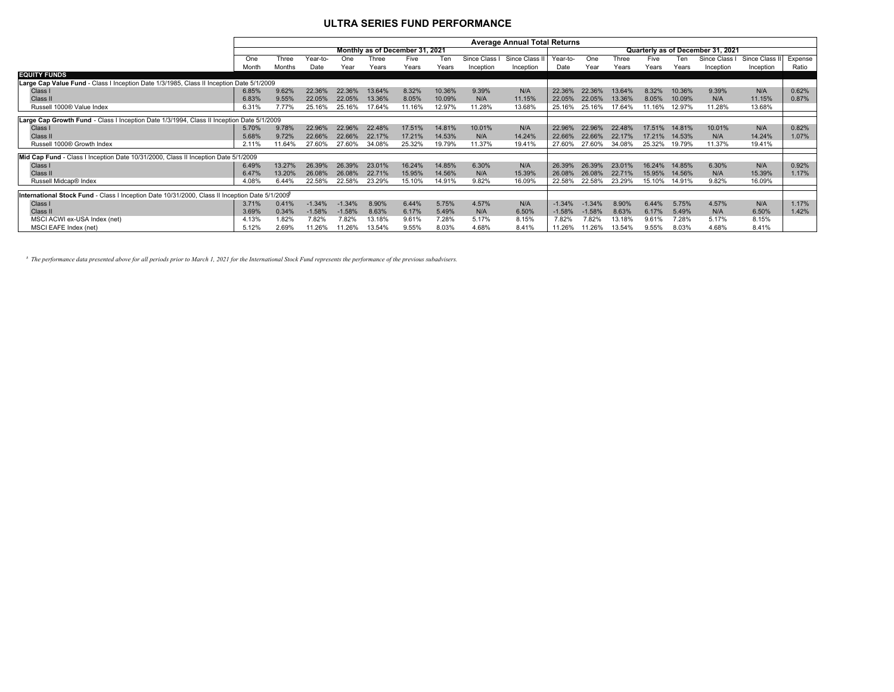# ULTRA SERIES FUND PERFORMANCE

| | Average Annual Total Returns | | | | | | | | | | | | | | | | | |
|---|---|---|---|---|---|---|---|---|---|---|---|---|---|---|---|---|---|---|
| | Monthly as of December 31, 2021 | | | | | | | | | Quarterly as of December 31, 2021 | | | | | | | | |
| | One Month | Three Months | Year-to-Date | One Year | Three Years | Five Years | Ten Years | Since Class I Inception | Since Class II Inception | Year-to-Date | One Year | Three Years | Five Years | Ten Years | Since Class I Inception | Since Class II Inception | Expense Ratio |
| **EQUITY FUNDS** | | | | | | | | | | | | | | | | | | |
| **Large Cap Value Fund** - Class I Inception Date 1/3/1985, Class II Inception Date 5/1/2009 | | | | | | | | | | | | | | | | | | |
| Class I | 6.85% | 9.62% | 22.36% | 22.36% | 13.64% | 8.32% | 10.36% | 9.39% | N/A | 22.36% | 22.36% | 13.64% | 8.32% | 10.36% | 9.39% | N/A | 0.62% |
| Class II | 6.83% | 9.55% | 22.05% | 22.05% | 13.36% | 8.05% | 10.09% | N/A | 11.15% | 22.05% | 22.05% | 13.36% | 8.05% | 10.09% | N/A | 11.15% | 0.87% |
| Russell 1000® Value Index | 6.31% | 7.77% | 25.16% | 25.16% | 17.64% | 11.16% | 12.97% | 11.28% | 13.68% | 25.16% | 25.16% | 17.64% | 11.16% | 12.97% | 11.28% | 13.68% | |
| **Large Cap Growth Fund** - Class I Inception Date 1/3/1994, Class II Inception Date 5/1/2009 | | | | | | | | | | | | | | | | | | |
| Class I | 5.70% | 9.78% | 22.96% | 22.96% | 22.48% | 17.51% | 14.81% | 10.01% | N/A | 22.96% | 22.96% | 22.48% | 17.51% | 14.81% | 10.01% | N/A | 0.82% |
| Class II | 5.68% | 9.72% | 22.66% | 22.66% | 22.17% | 17.21% | 14.53% | N/A | 14.24% | 22.66% | 22.66% | 22.17% | 17.21% | 14.53% | N/A | 14.24% | 1.07% |
| Russell 1000® Growth Index | 2.11% | 11.64% | 27.60% | 27.60% | 34.08% | 25.32% | 19.79% | 11.37% | 19.41% | 27.60% | 27.60% | 34.08% | 25.32% | 19.79% | 11.37% | 19.41% | |
| **Mid Cap Fund** - Class I Inception Date 10/31/2000, Class II Inception Date 5/1/2009 | | | | | | | | | | | | | | | | | | |
| Class I | 6.49% | 13.27% | 26.39% | 26.39% | 23.01% | 16.24% | 14.85% | 6.30% | N/A | 26.39% | 26.39% | 23.01% | 16.24% | 14.85% | 6.30% | N/A | 0.92% |
| Class II | 6.47% | 13.20% | 26.08% | 26.08% | 22.71% | 15.95% | 14.56% | N/A | 15.39% | 26.08% | 26.08% | 22.71% | 15.95% | 14.56% | N/A | 15.39% | 1.17% |
| Russell Midcap® Index | 4.08% | 6.44% | 22.58% | 22.58% | 23.29% | 15.10% | 14.91% | 9.82% | 16.09% | 22.58% | 22.58% | 23.29% | 15.10% | 14.91% | 9.82% | 16.09% | |
| **International Stock Fund** - Class I Inception Date 10/31/2000, Class II Inception Date 5/1/2009^ | | | | | | | | | | | | | | | | | | |
| Class I | 3.71% | 0.41% | -1.34% | -1.34% | 8.90% | 6.44% | 5.75% | 4.57% | N/A | -1.34% | -1.34% | 8.90% | 6.44% | 5.75% | 4.57% | N/A | 1.17% |
| Class II | 3.69% | 0.34% | -1.58% | -1.58% | 8.63% | 6.17% | 5.49% | N/A | 6.50% | -1.58% | -1.58% | 8.63% | 6.17% | 5.49% | N/A | 6.50% | 1.42% |
| MSCI ACWI ex-USA Index (net) | 4.13% | 1.82% | 7.82% | 7.82% | 13.18% | 9.61% | 7.28% | 5.17% | 8.15% | 7.82% | 7.82% | 13.18% | 9.61% | 7.28% | 5.17% | 8.15% | |
| MSCI EAFE Index (net) | 5.12% | 2.69% | 11.26% | 11.26% | 13.54% | 9.55% | 8.03% | 4.68% | 8.41% | 11.26% | 11.26% | 13.54% | 9.55% | 8.03% | 4.68% | 8.41% | |

^ *The performance data presented above for all periods prior to March 1, 2021 for the International Stock Fund represents the performance of the previous subadvisers.*